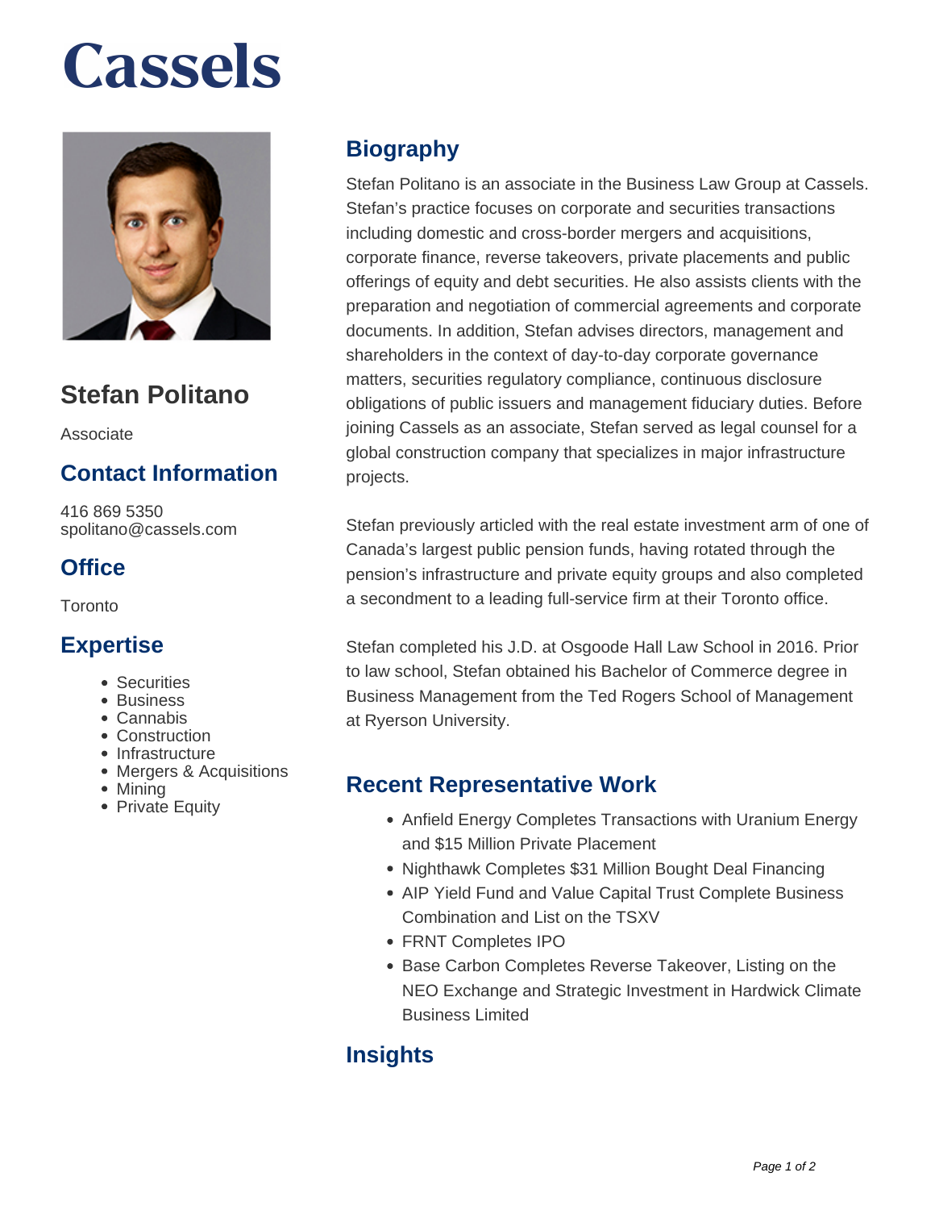# Cassels

## Stefan Politano

Associate

## Contact Information

416 869 5350
spolitano@cassels.com

## Office

Toronto

## Expertise

- Securities
- Business
- Cannabis
- Construction
- Infrastructure
- Mergers & Acquisitions
- Mining
- Private Equity

## Biography

Stefan Politano is an associate in the Business Law Group at Cassels. Stefan's practice focuses on corporate and securities transactions including domestic and cross-border mergers and acquisitions, corporate finance, reverse takeovers, private placements and public offerings of equity and debt securities. He also assists clients with the preparation and negotiation of commercial agreements and corporate documents. In addition, Stefan advises directors, management and shareholders in the context of day-to-day corporate governance matters, securities regulatory compliance, continuous disclosure obligations of public issuers and management fiduciary duties. Before joining Cassels as an associate, Stefan served as legal counsel for a global construction company that specializes in major infrastructure projects.

Stefan previously articled with the real estate investment arm of one of Canada's largest public pension funds, having rotated through the pension's infrastructure and private equity groups and also completed a secondment to a leading full-service firm at their Toronto office.

Stefan completed his J.D. at Osgoode Hall Law School in 2016. Prior to law school, Stefan obtained his Bachelor of Commerce degree in Business Management from the Ted Rogers School of Management at Ryerson University.

## Recent Representative Work

- Anfield Energy Completes Transactions with Uranium Energy and $15 Million Private Placement
- Nighthawk Completes $31 Million Bought Deal Financing
- AIP Yield Fund and Value Capital Trust Complete Business Combination and List on the TSXV
- FRNT Completes IPO
- Base Carbon Completes Reverse Takeover, Listing on the NEO Exchange and Strategic Investment in Hardwick Climate Business Limited

## Insights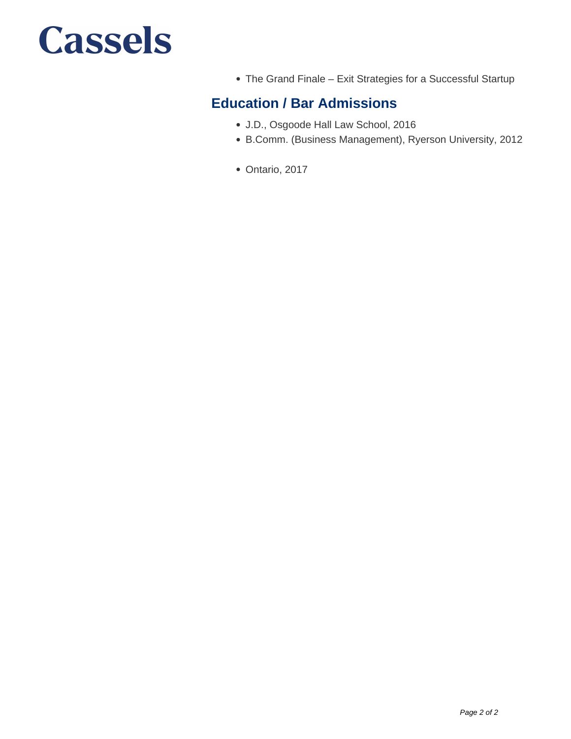- The Grand Finale – Exit Strategies for a Successful Startup

## Education / Bar Admissions

- J.D., Osgoode Hall Law School, 2016
- B.Comm. (Business Management), Ryerson University, 2012

- Ontario, 2017